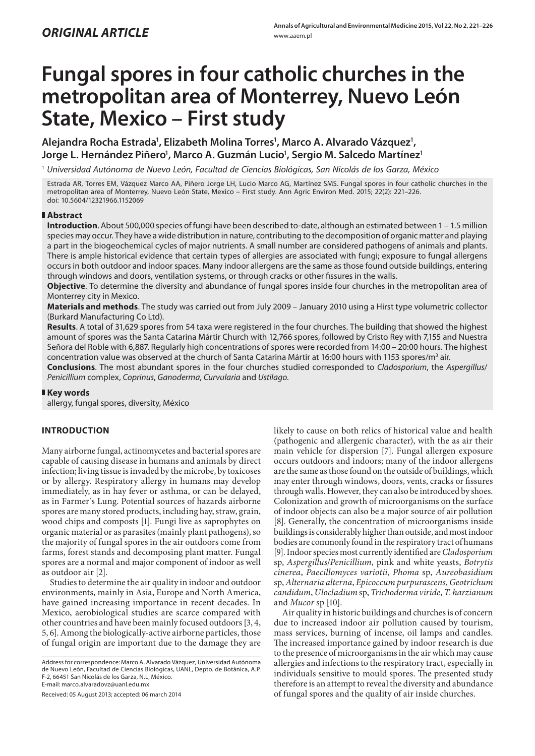## ORIGINAL ARTICLE

# Fungal spores in four catholic churches in the metropolitan area of Monterrey, Nuevo León State, Mexico – First study

**Alejandra Rocha Estrada[1], Elizabeth Molina Torres[1], Marco A. Alvarado Vázquez[1], Jorge L. Hernández Piñero[1], Marco A. Guzmán Lucio[1], Sergio M. Salcedo Martínez[1]**

[1] *Universidad Autónoma de Nuevo León, Facultad de Ciencias Biológicas, San Nicolás de los Garza, México*

Estrada AR, Torres EM, Vázquez Marco AA, Piñero Jorge LH, Lucio Marco AG, Martínez SMS. Fungal spores in four catholic churches in the metropolitan area of Monterrey, Nuevo León State, Mexico – First study. Ann Agric Environ Med. 2015; 22(2): 221–226. doi: 10.5604/12321966.1152069

## Abstract

**Introduction**. About 500,000 species of fungi have been described to-date, although an estimated between 1 – 1.5 million species may occur. They have a wide distribution in nature, contributing to the decomposition of organic matter and playing a part in the biogeochemical cycles of major nutrients. A small number are considered pathogens of animals and plants. There is ample historical evidence that certain types of allergies are associated with fungi; exposure to fungal allergens occurs in both outdoor and indoor spaces. Many indoor allergens are the same as those found outside buildings, entering through windows and doors, ventilation systems, or through cracks or other fissures in the walls.

**Objective**. To determine the diversity and abundance of fungal spores inside four churches in the metropolitan area of Monterrey city in Mexico.

**Materials and methods**. The study was carried out from July 2009 – January 2010 using a Hirst type volumetric collector (Burkard Manufacturing Co Ltd).

**Results**. A total of 31,629 spores from 54 taxa were registered in the four churches. The building that showed the highest amount of spores was the Santa Catarina Mártir Church with 12,766 spores, followed by Cristo Rey with 7,155 and Nuestra Señora del Roble with 6,887. Regularly high concentrations of spores were recorded from 14:00 – 20:00 hours. The highest concentration value was observed at the church of Santa Catarina Mártir at 16:00 hours with 1153 spores/m$^3$ air.

**Conclusions**. The most abundant spores in the four churches studied corresponded to *Cladosporium*, the *Aspergillus*/*Penicillium* complex, *Coprinus*, *Ganoderma*, *Curvularia* and *Ustilago*.

## Key words

allergy, fungal spores, diversity, México

## INTRODUCTION

Many airborne fungal, actinomycetes and bacterial spores are capable of causing disease in humans and animals by direct infection; living tissue is invaded by the microbe, by toxicoses or by allergy. Respiratory allergy in humans may develop immediately, as in hay fever or asthma, or can be delayed, as in Farmer´s Lung. Potential sources of hazards airborne spores are many stored products, including hay, straw, grain, wood chips and composts [1]. Fungi live as saprophytes on organic material or as parasites (mainly plant pathogens), so the majority of fungal spores in the air outdoors come from farms, forest stands and decomposing plant matter. Fungal spores are a normal and major component of indoor as well as outdoor air [2].

Studies to determine the air quality in indoor and outdoor environments, mainly in Asia, Europe and North America, have gained increasing importance in recent decades. In Mexico, aerobiological studies are scarce compared with other countries and have been mainly focused outdoors [3, 4, 5, 6]. Among the biologically-active airborne particles, those of fungal origin are important due to the damage they are likely to cause on both relics of historical value and health (pathogenic and allergenic character), with the as air their main vehicle for dispersion [7]. Fungal allergen exposure occurs outdoors and indoors; many of the indoor allergens are the same as those found on the outside of buildings, which may enter through windows, doors, vents, cracks or fissures through walls. However, they can also be introduced by shoes. Colonization and growth of microorganisms on the surface of indoor objects can also be a major source of air pollution [8]. Generally, the concentration of microorganisms inside buildings is considerably higher than outside, and most indoor bodies are commonly found in the respiratory tract of humans [9]. Indoor species most currently identified are *Cladosporium* sp, *Aspergillus*/*Penicillium*, pink and white yeasts, *Botrytis cinerea*, *Paecillomyces variotii*, *Phoma* sp, *Aureobasidium* sp, *Alternaria alterna*, *Epicoccum purpurascens*, *Geotrichum candidum*, *Ulocladium* sp, *Trichoderma viride*, *T. harzianum* and *Mucor* sp [10].

Air quality in historic buildings and churches is of concern due to increased indoor air pollution caused by tourism, mass services, burning of incense, oil lamps and candles. The increased importance gained by indoor research is due to the presence of microorganisms in the air which may cause allergies and infections to the respiratory tract, especially in individuals sensitive to mould spores. The presented study therefore is an attempt to reveal the diversity and abundance of fungal spores and the quality of air inside churches.

Address for correspondence: Marco A. Alvarado Vázquez, Universidad Autónoma de Nuevo León, Facultad de Ciencias Biológicas, UANL, Depto. de Botánica, A.P. F-2, 66451 San Nicolás de los Garza, N.L, México.
E-mail: marco.alvaradovz@uanl.edu.mx

Received: 05 August 2013; accepted: 06 march 2014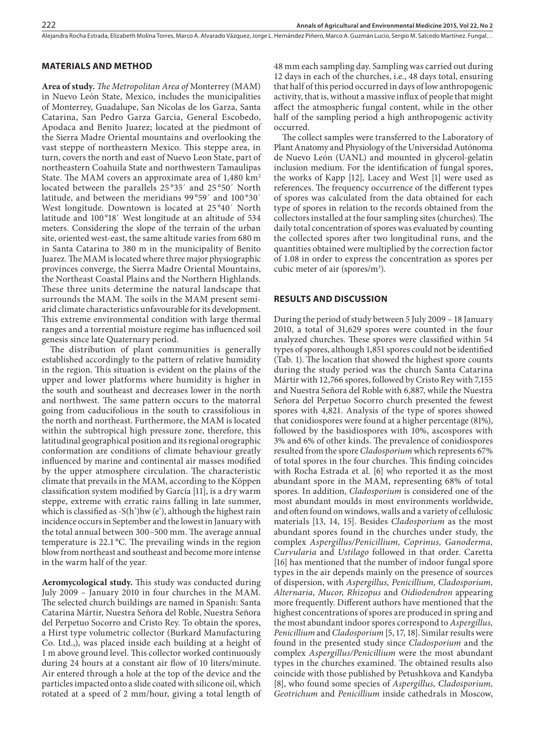## MATERIALS AND METHOD

**Area of study.** *The Metropolitan Area of* Monterrey (MAM) in Nuevo León State, Mexico, includes the municipalities of Monterrey, Guadalupe, San Nicolas de los Garza, Santa Catarina, San Pedro Garza Garcia, General Escobedo, Apodaca and Benito Juarez; located at the piedmont of the Sierra Madre Oriental mountains and overlooking the vast steppe of northeastern Mexico. This steppe area, in turn, covers the north and east of Nuevo Leon State, part of northeastern Coahuila State and northwestern Tamaulipas State. The MAM covers an approximate area of 1,480 km$^2$ located between the parallels 25°35′ and 25°50′ North latitude, and between the meridians 99°59′ and 100°30′ West longitude. Downtown is located at 25°40′ North latitude and 100°18′ West longitude at an altitude of 534 meters. Considering the slope of the terrain of the urban site, oriented west-east, the same altitude varies from 680 m in Santa Catarina to 380 m in the municipality of Benito Juarez. The MAM is located where three major physiographic provinces converge, the Sierra Madre Oriental Mountains, the Northeast Coastal Plains and the Northern Highlands. These three units determine the natural landscape that surrounds the MAM. The soils in the MAM present semi-arid climate characteristics unfavourable for its development. This extreme environmental condition with large thermal ranges and a torrential moisture regime has influenced soil genesis since late Quaternary period.

The distribution of plant communities is generally established accordingly to the pattern of relative humidity in the region. This situation is evident on the plains of the upper and lower platforms where humidity is higher in the south and southeast and decreases lower in the north and northwest. The same pattern occurs to the matorral going from caducifolious in the south to crassifolious in the north and northeast. Furthermore, the MAM is located within the subtropical high pressure zone, therefore, this latitudinal geographical position and its regional orographic conformation are conditions of climate behaviour greatly influenced by marine and continental air masses modified by the upper atmosphere circulation. The characteristic climate that prevails in the MAM, according to the Köppen classification system modified by García [11], is a dry warm steppe, extreme with erratic rains falling in late summer, which is classified as -S(h')hw (e'), although the highest rain incidence occurs in September and the lowest in January with the total annual between 300–500 mm. The average annual temperature is 22.1 °C. The prevailing winds in the region blow from northeast and southeast and become more intense in the warm half of the year.

**Aeromycological study.** This study was conducted during July 2009 – January 2010 in four churches in the MAM. The selected church buildings are named in Spanish: Santa Catarina Mártir, Nuestra Señora del Roble, Nuestra Señora del Perpetuo Socorro and Cristo Rey. To obtain the spores, a Hirst type volumetric collector (Burkard Manufacturing Co. Ltd.,), was placed inside each building at a height of 1 m above ground level. This collector worked continuously during 24 hours at a constant air flow of 10 liters/minute. Air entered through a hole at the top of the device and the particles impacted onto a slide coated with silicone oil, which rotated at a speed of 2 mm/hour, giving a total length of 48 mm each sampling day. Sampling was carried out during 12 days in each of the churches, i.e., 48 days total, ensuring that half of this period occurred in days of low anthropogenic activity, that is, without a massive influx of people that might affect the atmospheric fungal content, while in the other half of the sampling period a high anthropogenic activity occurred.

The collect samples were transferred to the Laboratory of Plant Anatomy and Physiology of the Universidad Autónoma de Nuevo León (UANL) and mounted in glycerol-gelatin inclusion medium. For the identification of fungal spores, the works of Kapp [12], Lacey and West [1] were used as references. The frequency occurrence of the different types of spores was calculated from the data obtained for each type of spores in relation to the records obtained from the collectors installed at the four sampling sites (churches). The daily total concentration of spores was evaluated by counting the collected spores after two longitudinal runs, and the quantities obtained were multiplied by the correction factor of 1.08 in order to express the concentration as spores per cubic meter of air (spores/m$^3$).

## RESULTS AND DISCUSSION

During the period of study between 5 July 2009 – 18 January 2010, a total of 31,629 spores were counted in the four analyzed churches. These spores were classified within 54 types of spores, although 1,851 spores could not be identified (Tab. 1). The location that showed the highest spore counts during the study period was the church Santa Catarina Mártir with 12,766 spores, followed by Cristo Rey with 7,155 and Nuestra Señora del Roble with 6,887, while the Nuestra Señora del Perpetuo Socorro church presented the fewest spores with 4,821. Analysis of the type of spores showed that conidiospores were found at a higher percentage (81%), followed by the basidiospores with 10%, ascospores with 3% and 6% of other kinds. The prevalence of conidiospores resulted from the spore *Cladosporium* which represents 67% of total spores in the four churches. This finding coincides with Rocha Estrada et al. [6] who reported it as the most abundant spore in the MAM, representing 68% of total spores. In addition, *Cladosporium* is considered one of the most abundant moulds in most environments worldwide, and often found on windows, walls and a variety of cellulosic materials [13, 14, 15]. Besides *Cladosporium* as the most abundant spores found in the churches under study, the complex *Aspergillus/Penicillium, Coprinus, Ganoderma, Curvularia* and *Ustilago* followed in that order. Caretta [16] has mentioned that the number of indoor fungal spore types in the air depends mainly on the presence of sources of dispersion, with *Aspergillus, Penicillium, Cladosporium, Alternaria, Mucor, Rhizopus* and *Oidiodendron* appearing more frequently. Different authors have mentioned that the highest concentrations of spores are produced in spring and the most abundant indoor spores correspond to *Aspergillus, Penicillium* and *Cladosporium* [5, 17, 18]. Similar results were found in the presented study since *Cladosporium* and the complex *Aspergillus/Penicillium* were the most abundant types in the churches examined. The obtained results also coincide with those published by Petushkova and Kandyba [8], who found some species of *Aspergillus, Cladosporium, Geotrichum* and *Penicillium* inside cathedrals in Moscow,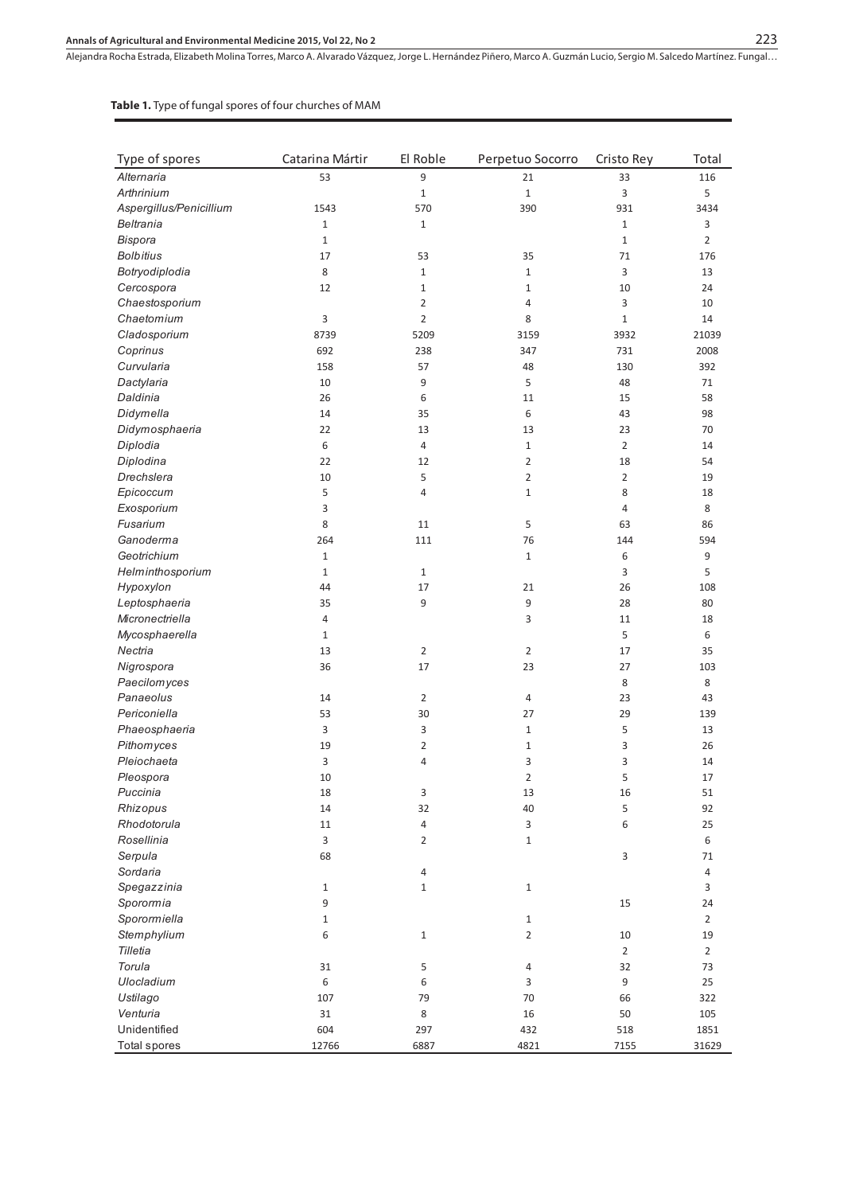**Table 1.** Type of fungal spores of four churches of MAM

| Type of spores | Catarina Mártir | El Roble | Perpetuo Socorro | Cristo Rey | Total |
|---|---|---|---|---|---|
| *Alternaria* | 53 | 9 | 21 | 33 | 116 |
| *Arthrinium* | | 1 | 1 | 3 | 5 |
| *Aspergillus/Penicillium* | 1543 | 570 | 390 | 931 | 3434 |
| *Beltrania* | 1 | 1 | | 1 | 3 |
| *Bispora* | 1 | | | 1 | 2 |
| *Bolbitius* | 17 | 53 | 35 | 71 | 176 |
| *Botryodiplodia* | 8 | 1 | 1 | 3 | 13 |
| *Cercospora* | 12 | 1 | 1 | 10 | 24 |
| *Chaestosporium* | | 2 | 4 | 3 | 10 |
| *Chaetomium* | 3 | 2 | 8 | 1 | 14 |
| *Cladosporium* | 8739 | 5209 | 3159 | 3932 | 21039 |
| *Coprinus* | 692 | 238 | 347 | 731 | 2008 |
| *Curvularia* | 158 | 57 | 48 | 130 | 392 |
| *Dactylaria* | 10 | 9 | 5 | 48 | 71 |
| *Daldinia* | 26 | 6 | 11 | 15 | 58 |
| *Didymella* | 14 | 35 | 6 | 43 | 98 |
| *Didymosphaeria* | 22 | 13 | 13 | 23 | 70 |
| *Diplodia* | 6 | 4 | 1 | 2 | 14 |
| *Diplodina* | 22 | 12 | 2 | 18 | 54 |
| *Drechslera* | 10 | 5 | 2 | 2 | 19 |
| *Epicoccum* | 5 | 4 | 1 | 8 | 18 |
| *Exosporium* | 3 | | | 4 | 8 |
| *Fusarium* | 8 | 11 | 5 | 63 | 86 |
| *Ganoderma* | 264 | 111 | 76 | 144 | 594 |
| *Geotrichium* | 1 | | 1 | 6 | 9 |
| *Helminthosporium* | 1 | 1 | | 3 | 5 |
| *Hypoxylon* | 44 | 17 | 21 | 26 | 108 |
| *Leptosphaeria* | 35 | 9 | 9 | 28 | 80 |
| *Micronectriella* | 4 | | 3 | 11 | 18 |
| *Mycosphaerella* | 1 | | | 5 | 6 |
| *Nectria* | 13 | 2 | 2 | 17 | 35 |
| *Nigrospora* | 36 | 17 | 23 | 27 | 103 |
| *Paecilomyces* | | | | 8 | 8 |
| *Panaeolus* | 14 | 2 | 4 | 23 | 43 |
| *Periconiella* | 53 | 30 | 27 | 29 | 139 |
| *Phaeosphaeria* | 3 | 3 | 1 | 5 | 13 |
| *Pithomyces* | 19 | 2 | 1 | 3 | 26 |
| *Pleiochaeta* | 3 | 4 | 3 | 3 | 14 |
| *Pleospora* | 10 | | 2 | 5 | 17 |
| *Puccinia* | 18 | 3 | 13 | 16 | 51 |
| *Rhizopus* | 14 | 32 | 40 | 5 | 92 |
| *Rhodotorula* | 11 | 4 | 3 | 6 | 25 |
| *Rosellinia* | 3 | 2 | 1 | | 6 |
| *Serpula* | 68 | | | 3 | 71 |
| *Sordaria* | | 4 | | | 4 |
| *Spegazzinia* | 1 | 1 | 1 | | 3 |
| *Sporormia* | 9 | | | 15 | 24 |
| *Sporormiella* | 1 | | 1 | | 2 |
| *Stemphylium* | 6 | 1 | 2 | 10 | 19 |
| *Tilletia* | | | | 2 | 2 |
| *Torula* | 31 | 5 | 4 | 32 | 73 |
| *Ulocladium* | 6 | 6 | 3 | 9 | 25 |
| *Ustilago* | 107 | 79 | 70 | 66 | 322 |
| *Venturia* | 31 | 8 | 16 | 50 | 105 |
| Unidentified | 604 | 297 | 432 | 518 | 1851 |
| Total spores | 12766 | 6887 | 4821 | 7155 | 31629 |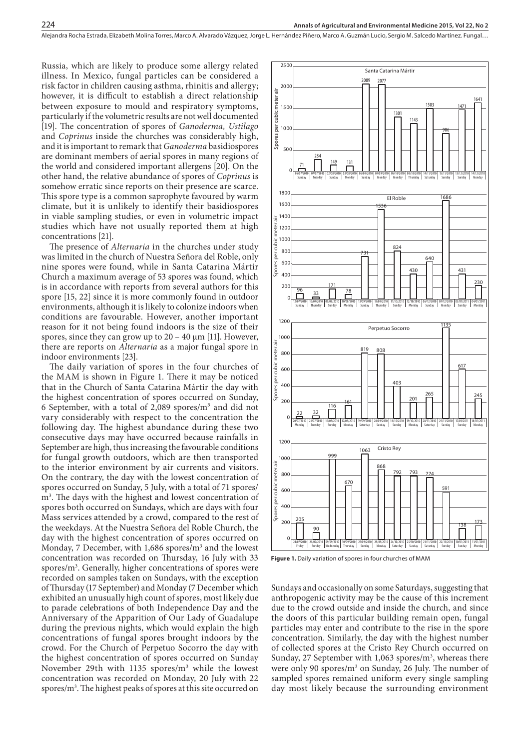Russia, which are likely to produce some allergy related illness. In Mexico, fungal particles can be considered a risk factor in children causing asthma, rhinitis and allergy; however, it is difficult to establish a direct relationship between exposure to mould and respiratory symptoms, particularly if the volumetric results are not well documented [19]. The concentration of spores of *Ganoderma, Ustilago* and *Coprinus* inside the churches was considerably high, and it is important to remark that *Ganoderma* basidiospores are dominant members of aerial spores in many regions of the world and considered important allergens [20]. On the other hand, the relative abundance of spores of *Coprinus* is somehow erratic since reports on their presence are scarce. This spore type is a common saprophyte favoured by warm climate, but it is unlikely to identify their basidiospores in viable sampling studies, or even in volumetric impact studies which have not usually reported them at high concentrations [21].

The presence of *Alternaria* in the churches under study was limited in the church of Nuestra Señora del Roble, only nine spores were found, while in Santa Catarina Mártir Church a maximum average of 53 spores was found, which is in accordance with reports from several authors for this spore [15, 22] since it is more commonly found in outdoor environments, although it is likely to colonize indoors when conditions are favourable. However, another important reason for it not being found indoors is the size of their spores, since they can grow up to 20 – 40 μm [11]. However, there are reports on *Alternaria* as a major fungal spore in indoor environments [23].

The daily variation of spores in the four churches of the MAM is shown in Figure 1. There it may be noticed that in the Church of Santa Catarina Mártir the day with the highest concentration of spores occurred on Sunday, 6 September, with a total of 2,089 spores/m$^3$ and did not vary considerably with respect to the concentration the following day. The highest abundance during these two consecutive days may have occurred because rainfalls in September are high, thus increasing the favourable conditions for fungal growth outdoors, which are then transported to the interior environment by air currents and visitors. On the contrary, the day with the lowest concentration of spores occurred on Sunday, 5 July, with a total of 71 spores/m$^3$. The days with the highest and lowest concentration of spores both occurred on Sundays, which are days with four Mass services attended by a crowd, compared to the rest of the weekdays. At the Nuestra Señora del Roble Church, the day with the highest concentration of spores occurred on Monday, 7 December, with 1,686 spores/m$^3$ and the lowest concentration was recorded on Thursday, 16 July with 33 spores/m$^3$. Generally, higher concentrations of spores were recorded on samples taken on Sundays, with the exception of Thursday (17 September) and Monday (7 December which exhibited an unusually high count of spores, most likely due to parade celebrations of both Independence Day and the Anniversary of the Apparition of Our Lady of Guadalupe during the previous nights, which would explain the high concentrations of fungal spores brought indoors by the crowd. For the Church of Perpetuo Socorro the day with the highest concentration of spores occurred on Sunday November 29th with 1135 spores/m$^3$ while the lowest concentration was recorded on Monday, 20 July with 22 spores/m$^3$. The highest peaks of spores at this site occurred on Sundays and occasionally on some Saturdays, suggesting that anthropogenic activity may be the cause of this increment due to the crowd outside and inside the church, and since the doors of this particular building remain open, fungal particles may enter and contribute to the rise in the spore concentration. Similarly, the day with the highest number of collected spores at the Cristo Rey Church occurred on Sunday, 27 September with 1,063 spores/m$^3$, whereas there were only 90 spores/m$^3$ on Sunday, 26 July. The number of sampled spores remained uniform every single sampling day most likely because the surrounding environment

**Figure 1.** Daily variation of spores in four churches of MAM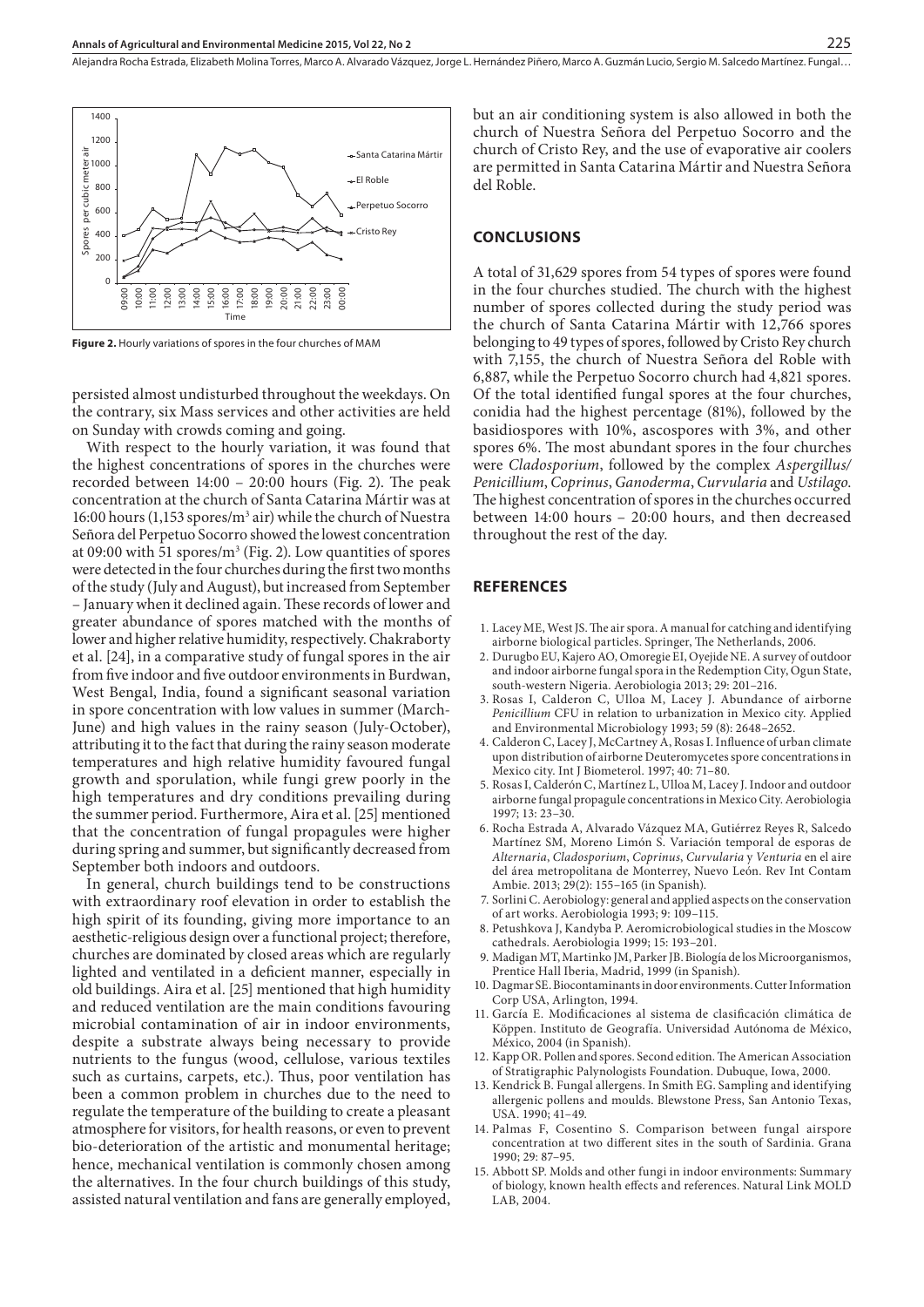**Figure 2.** Hourly variations of spores in the four churches of MAM

persisted almost undisturbed throughout the weekdays. On the contrary, six Mass services and other activities are held on Sunday with crowds coming and going.

With respect to the hourly variation, it was found that the highest concentrations of spores in the churches were recorded between 14:00 – 20:00 hours (Fig. 2). The peak concentration at the church of Santa Catarina Mártir was at 16:00 hours (1,153 spores/m$^3$ air) while the church of Nuestra Señora del Perpetuo Socorro showed the lowest concentration at 09:00 with 51 spores/m$^3$ (Fig. 2). Low quantities of spores were detected in the four churches during the first two months of the study (July and August), but increased from September – January when it declined again. These records of lower and greater abundance of spores matched with the months of lower and higher relative humidity, respectively. Chakraborty et al. [24], in a comparative study of fungal spores in the air from five indoor and five outdoor environments in Burdwan, West Bengal, India, found a significant seasonal variation in spore concentration with low values in summer (March-June) and high values in the rainy season (July-October), attributing it to the fact that during the rainy season moderate temperatures and high relative humidity favoured fungal growth and sporulation, while fungi grew poorly in the high temperatures and dry conditions prevailing during the summer period. Furthermore, Aira et al. [25] mentioned that the concentration of fungal propagules were higher during spring and summer, but significantly decreased from September both indoors and outdoors.

In general, church buildings tend to be constructions with extraordinary roof elevation in order to establish the high spirit of its founding, giving more importance to an aesthetic-religious design over a functional project; therefore, churches are dominated by closed areas which are regularly lighted and ventilated in a deficient manner, especially in old buildings. Aira et al. [25] mentioned that high humidity and reduced ventilation are the main conditions favouring microbial contamination of air in indoor environments, despite a substrate always being necessary to provide nutrients to the fungus (wood, cellulose, various textiles such as curtains, carpets, etc.). Thus, poor ventilation has been a common problem in churches due to the need to regulate the temperature of the building to create a pleasant atmosphere for visitors, for health reasons, or even to prevent bio-deterioration of the artistic and monumental heritage; hence, mechanical ventilation is commonly chosen among the alternatives. In the four church buildings of this study, assisted natural ventilation and fans are generally employed, but an air conditioning system is also allowed in both the church of Nuestra Señora del Perpetuo Socorro and the church of Cristo Rey, and the use of evaporative air coolers are permitted in Santa Catarina Mártir and Nuestra Señora del Roble.

## CONCLUSIONS

A total of 31,629 spores from 54 types of spores were found in the four churches studied. The church with the highest number of spores collected during the study period was the church of Santa Catarina Mártir with 12,766 spores belonging to 49 types of spores, followed by Cristo Rey church with 7,155, the church of Nuestra Señora del Roble with 6,887, while the Perpetuo Socorro church had 4,821 spores. Of the total identified fungal spores at the four churches, conidia had the highest percentage (81%), followed by the basidiospores with 10%, ascospores with 3%, and other spores 6%. The most abundant spores in the four churches were *Cladosporium*, followed by the complex *Aspergillus/Penicillium*, *Coprinus*, *Ganoderma*, *Curvularia* and *Ustilago*. The highest concentration of spores in the churches occurred between 14:00 hours – 20:00 hours, and then decreased throughout the rest of the day.

## REFERENCES

1. Lacey ME, West JS. The air spora. A manual for catching and identifying airborne biological particles. Springer, The Netherlands, 2006.
2. Durugbo EU, Kajero AO, Omoregie EI, Oyejide NE. A survey of outdoor and indoor airborne fungal spora in the Redemption City, Ogun State, south-western Nigeria. Aerobiologia 2013; 29: 201–216.
3. Rosas I, Calderon C, Ulloa M, Lacey J. Abundance of airborne *Penicillium* CFU in relation to urbanization in Mexico city. Applied and Environmental Microbiology 1993; 59 (8): 2648–2652.
4. Calderon C, Lacey J, McCartney A, Rosas I. Influence of urban climate upon distribution of airborne Deuteromycetes spore concentrations in Mexico city. Int J Biometerol. 1997; 40: 71–80.
5. Rosas I, Calderón C, Martínez L, Ulloa M, Lacey J. Indoor and outdoor airborne fungal propagule concentrations in Mexico City. Aerobiologia 1997; 13: 23–30.
6. Rocha Estrada A, Alvarado Vázquez MA, Gutiérrez Reyes R, Salcedo Martínez SM, Moreno Limón S. Variación temporal de esporas de *Alternaria*, *Cladosporium*, *Coprinus*, *Curvularia* y *Venturia* en el aire del área metropolitana de Monterrey, Nuevo León. Rev Int Contam Ambie. 2013; 29(2): 155–165 (in Spanish).
7. Sorlini C. Aerobiology: general and applied aspects on the conservation of art works. Aerobiologia 1993; 9: 109–115.
8. Petushkova J, Kandyba P. Aeromicrobiological studies in the Moscow cathedrals. Aerobiologia 1999; 15: 193–201.
9. Madigan MT, Martinko JM, Parker JB. Biología de los Microorganismos, Prentice Hall Iberia, Madrid, 1999 (in Spanish).
10. Dagmar SE. Biocontaminants in door environments. Cutter Information Corp USA, Arlington, 1994.
11. García E. Modificaciones al sistema de clasificación climática de Köppen. Instituto de Geografía. Universidad Autónoma de México, México, 2004 (in Spanish).
12. Kapp OR. Pollen and spores. Second edition. The American Association of Stratigraphic Palynologists Foundation. Dubuque, Iowa, 2000.
13. Kendrick B. Fungal allergens. In Smith EG. Sampling and identifying allergenic pollens and moulds. Blewstone Press, San Antonio Texas, USA. 1990; 41–49.
14. Palmas F, Cosentino S. Comparison between fungal airspore concentration at two different sites in the south of Sardinia. Grana 1990; 29: 87–95.
15. Abbott SP. Molds and other fungi in indoor environments: Summary of biology, known health effects and references. Natural Link MOLD LAB, 2004.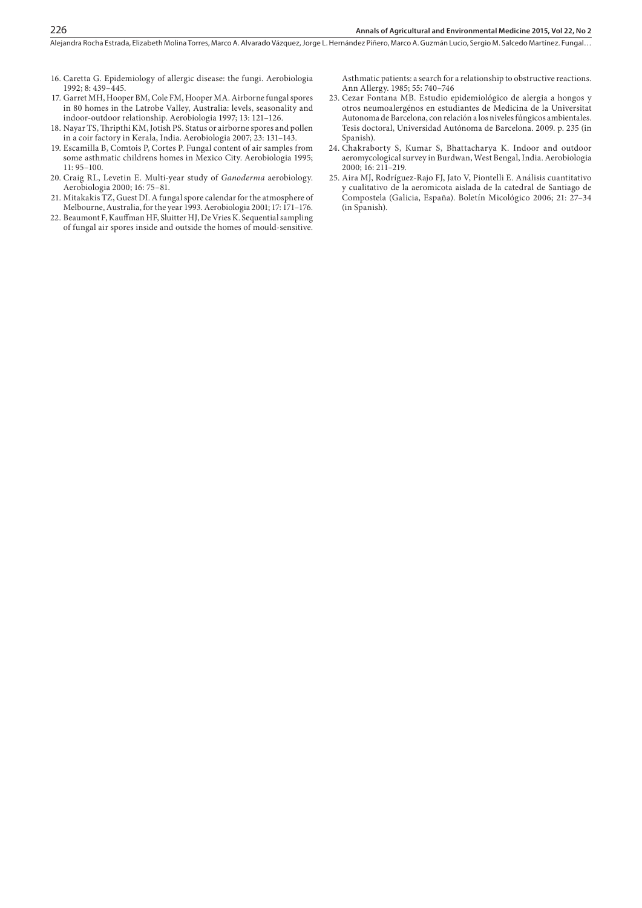16. Caretta G. Epidemiology of allergic disease: the fungi. Aerobiologia 1992; 8: 439–445.
17. Garret MH, Hooper BM, Cole FM, Hooper MA. Airborne fungal spores in 80 homes in the Latrobe Valley, Australia: levels, seasonality and indoor-outdoor relationship. Aerobiologia 1997; 13: 121–126.
18. Nayar TS, Thripthi KM, Jotish PS. Status or airborne spores and pollen in a coir factory in Kerala, India. Aerobiologia 2007; 23: 131–143.
19. Escamilla B, Comtois P, Cortes P. Fungal content of air samples from some asthmatic childrens homes in Mexico City. Aerobiologia 1995; 11: 95–100.
20. Craig RL, Levetin E. Multi-year study of *Ganoderma* aerobiology. Aerobiologia 2000; 16: 75–81.
21. Mitakakis TZ, Guest DI. A fungal spore calendar for the atmosphere of Melbourne, Australia, for the year 1993. Aerobiologia 2001; 17: 171–176.
22. Beaumont F, Kauffman HF, Sluitter HJ, De Vries K. Sequential sampling of fungal air spores inside and outside the homes of mould-sensitive. Asthmatic patients: a search for a relationship to obstructive reactions. Ann Allergy. 1985; 55: 740–746
23. Cezar Fontana MB. Estudio epidemiológico de alergia a hongos y otros neumoalergénos en estudiantes de Medicina de la Universitat Autonoma de Barcelona, con relación a los niveles fúngicos ambientales. Tesis doctoral, Universidad Autónoma de Barcelona. 2009. p. 235 (in Spanish).
24. Chakraborty S, Kumar S, Bhattacharya K. Indoor and outdoor aeromycological survey in Burdwan, West Bengal, India. Aerobiologia 2000; 16: 211–219.
25. Aira MJ, Rodríguez-Rajo FJ, Jato V, Piontelli E. Análisis cuantitativo y cualitativo de la aeromicota aislada de la catedral de Santiago de Compostela (Galicia, España). Boletín Micológico 2006; 21: 27–34 (in Spanish).